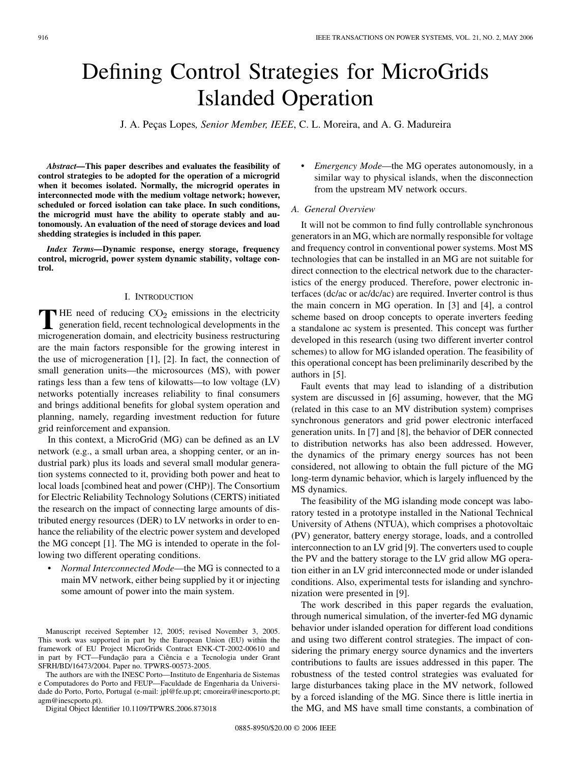# Defining Control Strategies for MicroGrids Islanded Operation

J. A. Peças Lopes, *Senior Member, IEEE*, C. L. Moreira, and A. G. Madureira

***Abstract*—This paper describes and evaluates the feasibility of control strategies to be adopted for the operation of a microgrid when it becomes isolated. Normally, the microgrid operates in interconnected mode with the medium voltage network; however, scheduled or forced isolation can take place. In such conditions, the microgrid must have the ability to operate stably and autonomously. An evaluation of the need of storage devices and load shedding strategies is included in this paper.**

***Index Terms*—Dynamic response, energy storage, frequency control, microgrid, power system dynamic stability, voltage control.**

## I. Introduction

The need of reducing $CO_2$ emissions in the electricity generation field, recent technological developments in the microgeneration domain, and electricity business restructuring are the main factors responsible for the growing interest in the use of microgeneration [1], [2]. In fact, the connection of small generation units—the microsources (MS), with power ratings less than a few tens of kilowatts—to low voltage (LV) networks potentially increases reliability to final consumers and brings additional benefits for global system operation and planning, namely, regarding investment reduction for future grid reinforcement and expansion.

In this context, a MicroGrid (MG) can be defined as an LV network (e.g., a small urban area, a shopping center, or an industrial park) plus its loads and several small modular generation systems connected to it, providing both power and heat to local loads [combined heat and power (CHP)]. The Consortium for Electric Reliability Technology Solutions (CERTS) initiated the research on the impact of connecting large amounts of distributed energy resources (DER) to LV networks in order to enhance the reliability of the electric power system and developed the MG concept [1]. The MG is intended to operate in the following two different operating conditions.

- *Normal Interconnected Mode*—the MG is connected to a main MV network, either being supplied by it or injecting some amount of power into the main system.
- *Emergency Mode*—the MG operates autonomously, in a similar way to physical islands, when the disconnection from the upstream MV network occurs.

### A. General Overview

It will not be common to find fully controllable synchronous generators in an MG, which are normally responsible for voltage and frequency control in conventional power systems. Most MS technologies that can be installed in an MG are not suitable for direct connection to the electrical network due to the characteristics of the energy produced. Therefore, power electronic interfaces (dc/ac or ac/dc/ac) are required. Inverter control is thus the main concern in MG operation. In [3] and [4], a control scheme based on droop concepts to operate inverters feeding a standalone ac system is presented. This concept was further developed in this research (using two different inverter control schemes) to allow for MG islanded operation. The feasibility of this operational concept has been preliminarily described by the authors in [5].

Fault events that may lead to islanding of a distribution system are discussed in [6] assuming, however, that the MG (related in this case to an MV distribution system) comprises synchronous generators and grid power electronic interfaced generation units. In [7] and [8], the behavior of DER connected to distribution networks has also been addressed. However, the dynamics of the primary energy sources has not been considered, not allowing to obtain the full picture of the MG long-term dynamic behavior, which is largely influenced by the MS dynamics.

The feasibility of the MG islanding mode concept was laboratory tested in a prototype installed in the National Technical University of Athens (NTUA), which comprises a photovoltaic (PV) generator, battery energy storage, loads, and a controlled interconnection to an LV grid [9]. The converters used to couple the PV and the battery storage to the LV grid allow MG operation either in an LV grid interconnected mode or under islanded conditions. Also, experimental tests for islanding and synchronization were presented in [9].

The work described in this paper regards the evaluation, through numerical simulation, of the inverter-fed MG dynamic behavior under islanded operation for different load conditions and using two different control strategies. The impact of considering the primary energy source dynamics and the inverters contributions to faults are issues addressed in this paper. The robustness of the tested control strategies was evaluated for large disturbances taking place in the MV network, followed by a forced islanding of the MG. Since there is little inertia in the MG, and MS have small time constants, a combination of

Manuscript received September 12, 2005; revised November 3, 2005. This work was supported in part by the European Union (EU) within the framework of EU Project MicroGrids Contract ENK-CT-2002-00610 and in part by FCT—Fundação para a Ciência e a Tecnologia under Grant SFRH/BD/16473/2004. Paper no. TPWRS-00573-2005.

The authors are with the INESC Porto—Instituto de Engenharia de Sistemas e Computadores do Porto and FEUP—Faculdade de Engenharia da Universidade do Porto, Porto, Portugal (e-mail: jpl@fe.up.pt; cmoreira@inescporto.pt; agm@inescporto.pt).

Digital Object Identifier 10.1109/TPWRS.2006.873018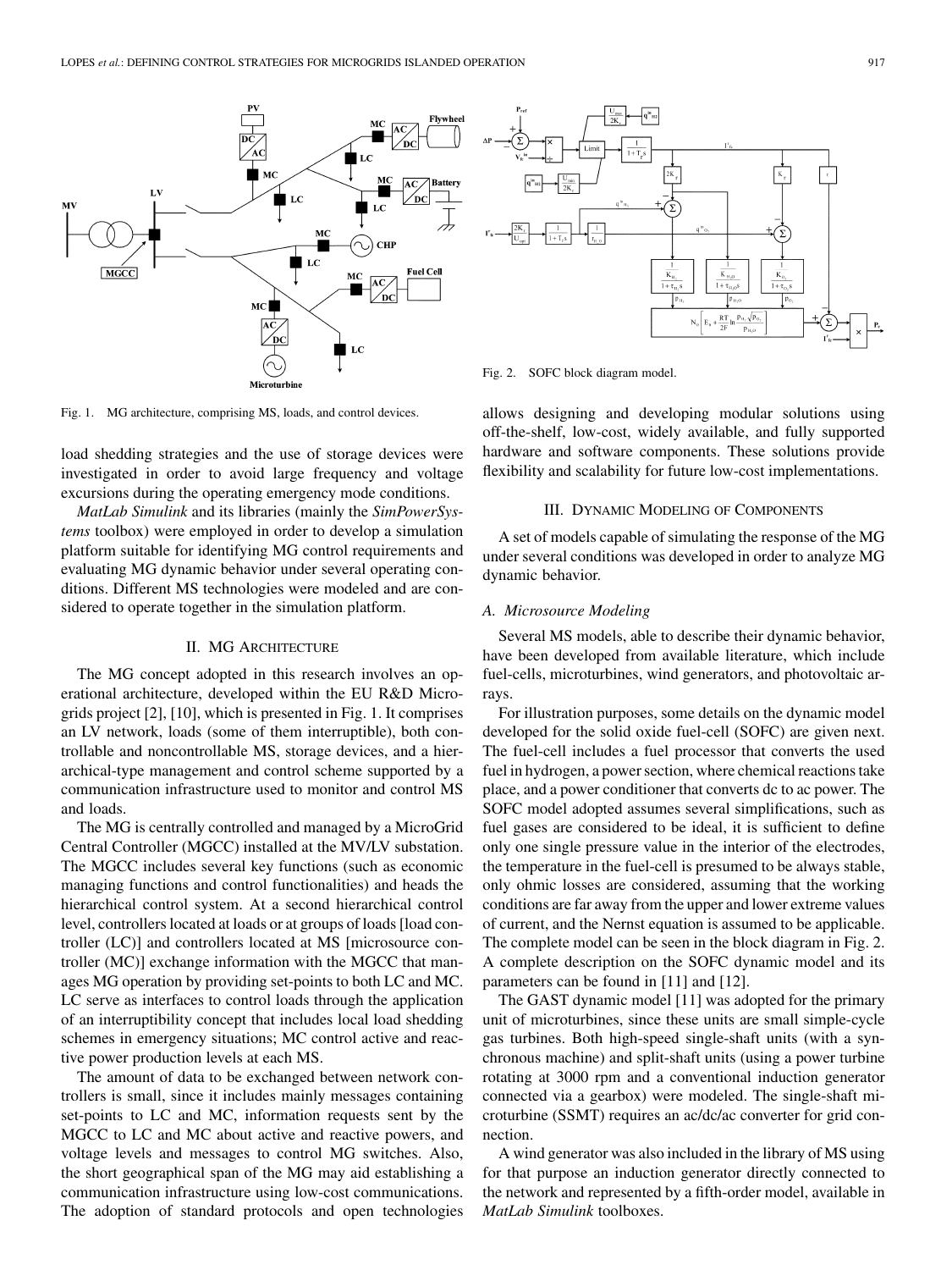Fig. 1. MG architecture, comprising MS, loads, and control devices.

load shedding strategies and the use of storage devices were investigated in order to avoid large frequency and voltage excursions during the operating emergency mode conditions.

*MatLab Simulink* and its libraries (mainly the *SimPowerSystems* toolbox) were employed in order to develop a simulation platform suitable for identifying MG control requirements and evaluating MG dynamic behavior under several operating conditions. Different MS technologies were modeled and are considered to operate together in the simulation platform.

## II. MG Architecture

The MG concept adopted in this research involves an operational architecture, developed within the EU R&D Microgrids project [2], [10], which is presented in Fig. 1. It comprises an LV network, loads (some of them interruptible), both controllable and noncontrollable MS, storage devices, and a hierarchical-type management and control scheme supported by a communication infrastructure used to monitor and control MS and loads.

The MG is centrally controlled and managed by a MicroGrid Central Controller (MGCC) installed at the MV/LV substation. The MGCC includes several key functions (such as economic managing functions and control functionalities) and heads the hierarchical control system. At a second hierarchical control level, controllers located at loads or at groups of loads [load controller (LC)] and controllers located at MS [microsource controller (MC)] exchange information with the MGCC that manages MG operation by providing set-points to both LC and MC. LC serve as interfaces to control loads through the application of an interruptibility concept that includes local load shedding schemes in emergency situations; MC control active and reactive power production levels at each MS.

The amount of data to be exchanged between network controllers is small, since it includes mainly messages containing set-points to LC and MC, information requests sent by the MGCC to LC and MC about active and reactive powers, and voltage levels and messages to control MG switches. Also, the short geographical span of the MG may aid establishing a communication infrastructure using low-cost communications. The adoption of standard protocols and open technologies allows designing and developing modular solutions using off-the-shelf, low-cost, widely available, and fully supported hardware and software components. These solutions provide flexibility and scalability for future low-cost implementations.

Fig. 2. SOFC block diagram model.

## III. Dynamic Modeling of Components

A set of models capable of simulating the response of the MG under several conditions was developed in order to analyze MG dynamic behavior.

### A. Microsource Modeling

Several MS models, able to describe their dynamic behavior, have been developed from available literature, which include fuel-cells, microturbines, wind generators, and photovoltaic arrays.

For illustration purposes, some details on the dynamic model developed for the solid oxide fuel-cell (SOFC) are given next. The fuel-cell includes a fuel processor that converts the used fuel in hydrogen, a power section, where chemical reactions take place, and a power conditioner that converts dc to ac power. The SOFC model adopted assumes several simplifications, such as fuel gases are considered to be ideal, it is sufficient to define only one single pressure value in the interior of the electrodes, the temperature in the fuel-cell is presumed to be always stable, only ohmic losses are considered, assuming that the working conditions are far away from the upper and lower extreme values of current, and the Nernst equation is assumed to be applicable. The complete model can be seen in the block diagram in Fig. 2. A complete description on the SOFC dynamic model and its parameters can be found in [11] and [12].

The GAST dynamic model [11] was adopted for the primary unit of microturbines, since these units are small simple-cycle gas turbines. Both high-speed single-shaft units (with a synchronous machine) and split-shaft units (using a power turbine rotating at 3000 rpm and a conventional induction generator connected via a gearbox) were modeled. The single-shaft microturbine (SSMT) requires an ac/dc/ac converter for grid connection.

A wind generator was also included in the library of MS using for that purpose an induction generator directly connected to the network and represented by a fifth-order model, available in *MatLab Simulink* toolboxes.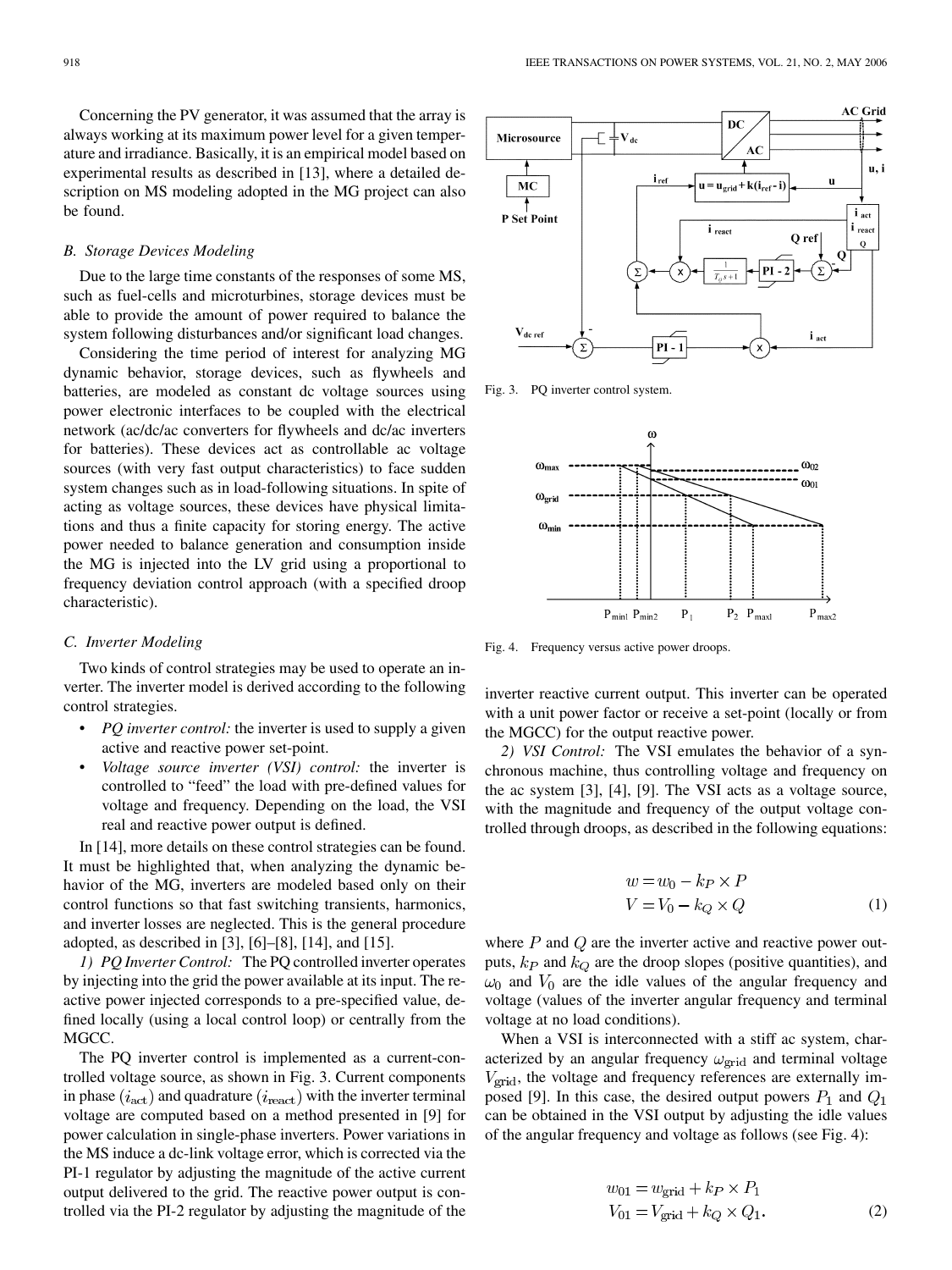Concerning the PV generator, it was assumed that the array is always working at its maximum power level for a given temperature and irradiance. Basically, it is an empirical model based on experimental results as described in [13], where a detailed description on MS modeling adopted in the MG project can also be found.

### B. Storage Devices Modeling

Due to the large time constants of the responses of some MS, such as fuel-cells and microturbines, storage devices must be able to provide the amount of power required to balance the system following disturbances and/or significant load changes.

Considering the time period of interest for analyzing MG dynamic behavior, storage devices, such as flywheels and batteries, are modeled as constant dc voltage sources using power electronic interfaces to be coupled with the electrical network (ac/dc/ac converters for flywheels and dc/ac inverters for batteries). These devices act as controllable ac voltage sources (with very fast output characteristics) to face sudden system changes such as in load-following situations. In spite of acting as voltage sources, these devices have physical limitations and thus a finite capacity for storing energy. The active power needed to balance generation and consumption inside the MG is injected into the LV grid using a proportional to frequency deviation control approach (with a specified droop characteristic).

### C. Inverter Modeling

Two kinds of control strategies may be used to operate an inverter. The inverter model is derived according to the following control strategies.

- *PQ inverter control:* the inverter is used to supply a given active and reactive power set-point.
- *Voltage source inverter (VSI) control:* the inverter is controlled to "feed" the load with pre-defined values for voltage and frequency. Depending on the load, the VSI real and reactive power output is defined.

In [14], more details on these control strategies can be found. It must be highlighted that, when analyzing the dynamic behavior of the MG, inverters are modeled based only on their control functions so that fast switching transients, harmonics, and inverter losses are neglected. This is the general procedure adopted, as described in [3], [6]–[8], [14], and [15].

*1) PQ Inverter Control:* The PQ controlled inverter operates by injecting into the grid the power available at its input. The reactive power injected corresponds to a pre-specified value, defined locally (using a local control loop) or centrally from the MGCC.

The PQ inverter control is implemented as a current-controlled voltage source, as shown in Fig. 3. Current components in phase $(i_{\text{act}})$ and quadrature $(i_{\text{react}})$ with the inverter terminal voltage are computed based on a method presented in [9] for power calculation in single-phase inverters. Power variations in the MS induce a dc-link voltage error, which is corrected via the PI-1 regulator by adjusting the magnitude of the active current output delivered to the grid. The reactive power output is controlled via the PI-2 regulator by adjusting the magnitude of the inverter reactive current output. This inverter can be operated with a unit power factor or receive a set-point (locally or from the MGCC) for the output reactive power.

Fig. 3. PQ inverter control system.

Fig. 4. Frequency versus active power droops.

*2) VSI Control:* The VSI emulates the behavior of a synchronous machine, thus controlling voltage and frequency on the ac system [3], [4], [9]. The VSI acts as a voltage source, with the magnitude and frequency of the output voltage controlled through droops, as described in the following equations:

$$
\begin{aligned}
w &= w_0 - k_P \times P \\
V &= V_0 - k_Q \times Q
\end{aligned}
\tag{1}
$$

where $P$ and $Q$ are the inverter active and reactive power outputs, $k_P$ and $k_Q$ are the droop slopes (positive quantities), and $\omega_0$ and $V_0$ are the idle values of the angular frequency and voltage (values of the inverter angular frequency and terminal voltage at no load conditions).

When a VSI is interconnected with a stiff ac system, characterized by an angular frequency $\omega_{\text{grid}}$ and terminal voltage $V_{\text{grid}}$, the voltage and frequency references are externally imposed [9]. In this case, the desired output powers $P_1$ and $Q_1$ can be obtained in the VSI output by adjusting the idle values of the angular frequency and voltage as follows (see Fig. 4):

$$
\begin{aligned}
w_{01} &= w_{\text{grid}} + k_P \times P_1 \\
V_{01} &= V_{\text{grid}} + k_Q \times Q_1.
\end{aligned}
\tag{2}
$$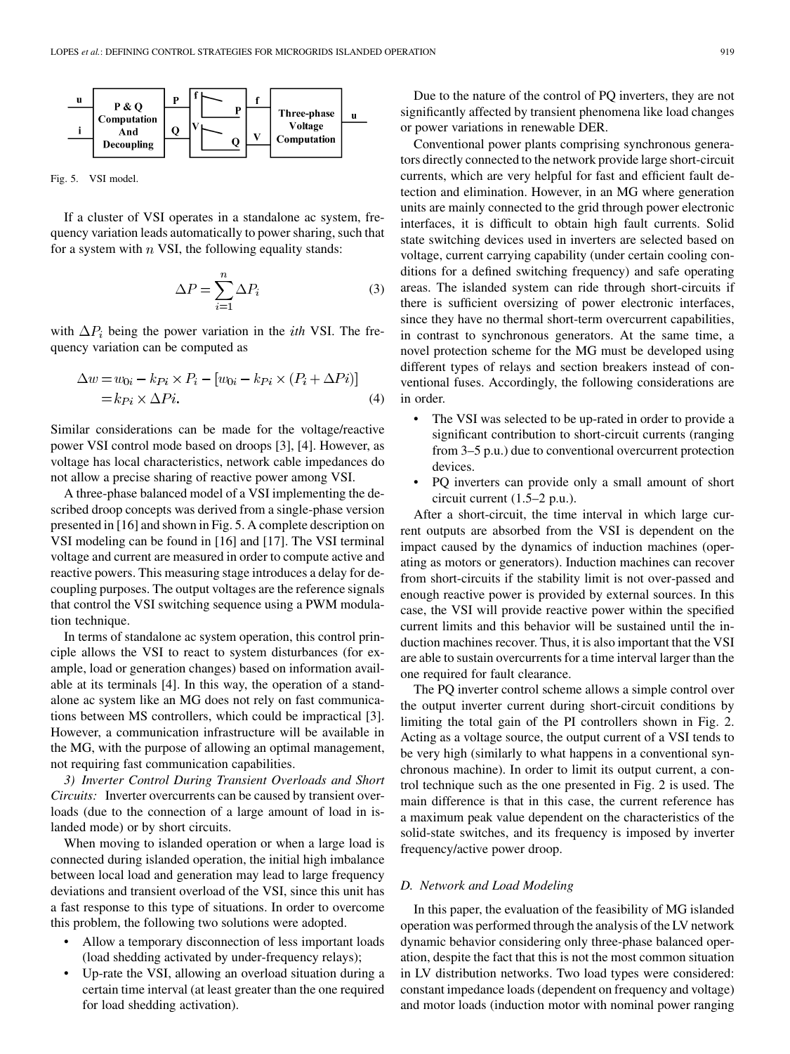u

P & Q Computation And Decoupling

i

P

Q

f

V

P

Q

f

V

Three-phase Voltage Computation

u

Fig. 5. VSI model.

If a cluster of VSI operates in a standalone ac system, frequency variation leads automatically to power sharing, such that for a system with $n$ VSI, the following equality stands:

$$\Delta P = \sum_{i=1}^{n} \Delta P_i \tag{3}$$

with $\Delta P_i$ being the power variation in the $ith$ VSI. The frequency variation can be computed as

$$\begin{aligned}\Delta w &= w_{0i} - k_{Pi} \times P_i - [w_{0i} - k_{Pi} \times (P_i + \Delta Pi)] \\ &= k_{Pi} \times \Delta Pi. \end{aligned} \tag{4}$$

Similar considerations can be made for the voltage/reactive power VSI control mode based on droops [3], [4]. However, as voltage has local characteristics, network cable impedances do not allow a precise sharing of reactive power among VSI.

A three-phase balanced model of a VSI implementing the described droop concepts was derived from a single-phase version presented in [16] and shown in Fig. 5. A complete description on VSI modeling can be found in [16] and [17]. The VSI terminal voltage and current are measured in order to compute active and reactive powers. This measuring stage introduces a delay for decoupling purposes. The output voltages are the reference signals that control the VSI switching sequence using a PWM modulation technique.

In terms of standalone ac system operation, this control principle allows the VSI to react to system disturbances (for example, load or generation changes) based on information available at its terminals [4]. In this way, the operation of a standalone ac system like an MG does not rely on fast communications between MS controllers, which could be impractical [3]. However, a communication infrastructure will be available in the MG, with the purpose of allowing an optimal management, not requiring fast communication capabilities.

*3) Inverter Control During Transient Overloads and Short Circuits:* Inverter overcurrents can be caused by transient overloads (due to the connection of a large amount of load in islanded mode) or by short circuits.

When moving to islanded operation or when a large load is connected during islanded operation, the initial high imbalance between local load and generation may lead to large frequency deviations and transient overload of the VSI, since this unit has a fast response to this type of situations. In order to overcome this problem, the following two solutions were adopted.

- Allow a temporary disconnection of less important loads (load shedding activated by under-frequency relays);
- Up-rate the VSI, allowing an overload situation during a certain time interval (at least greater than the one required for load shedding activation).

Due to the nature of the control of PQ inverters, they are not significantly affected by transient phenomena like load changes or power variations in renewable DER.

Conventional power plants comprising synchronous generators directly connected to the network provide large short-circuit currents, which are very helpful for fast and efficient fault detection and elimination. However, in an MG where generation units are mainly connected to the grid through power electronic interfaces, it is difficult to obtain high fault currents. Solid state switching devices used in inverters are selected based on voltage, current carrying capability (under certain cooling conditions for a defined switching frequency) and safe operating areas. The islanded system can ride through short-circuits if there is sufficient oversizing of power electronic interfaces, since they have no thermal short-term overcurrent capabilities, in contrast to synchronous generators. At the same time, a novel protection scheme for the MG must be developed using different types of relays and section breakers instead of conventional fuses. Accordingly, the following considerations are in order.

- The VSI was selected to be up-rated in order to provide a significant contribution to short-circuit currents (ranging from 3–5 p.u.) due to conventional overcurrent protection devices.
- PQ inverters can provide only a small amount of short circuit current (1.5–2 p.u.).

After a short-circuit, the time interval in which large current outputs are absorbed from the VSI is dependent on the impact caused by the dynamics of induction machines (operating as motors or generators). Induction machines can recover from short-circuits if the stability limit is not over-passed and enough reactive power is provided by external sources. In this case, the VSI will provide reactive power within the specified current limits and this behavior will be sustained until the induction machines recover. Thus, it is also important that the VSI are able to sustain overcurrents for a time interval larger than the one required for fault clearance.

The PQ inverter control scheme allows a simple control over the output inverter current during short-circuit conditions by limiting the total gain of the PI controllers shown in Fig. 2. Acting as a voltage source, the output current of a VSI tends to be very high (similarly to what happens in a conventional synchronous machine). In order to limit its output current, a control technique such as the one presented in Fig. 2 is used. The main difference is that in this case, the current reference has a maximum peak value dependent on the characteristics of the solid-state switches, and its frequency is imposed by inverter frequency/active power droop.

### *D. Network and Load Modeling*

In this paper, the evaluation of the feasibility of MG islanded operation was performed through the analysis of the LV network dynamic behavior considering only three-phase balanced operation, despite the fact that this is not the most common situation in LV distribution networks. Two load types were considered: constant impedance loads (dependent on frequency and voltage) and motor loads (induction motor with nominal power ranging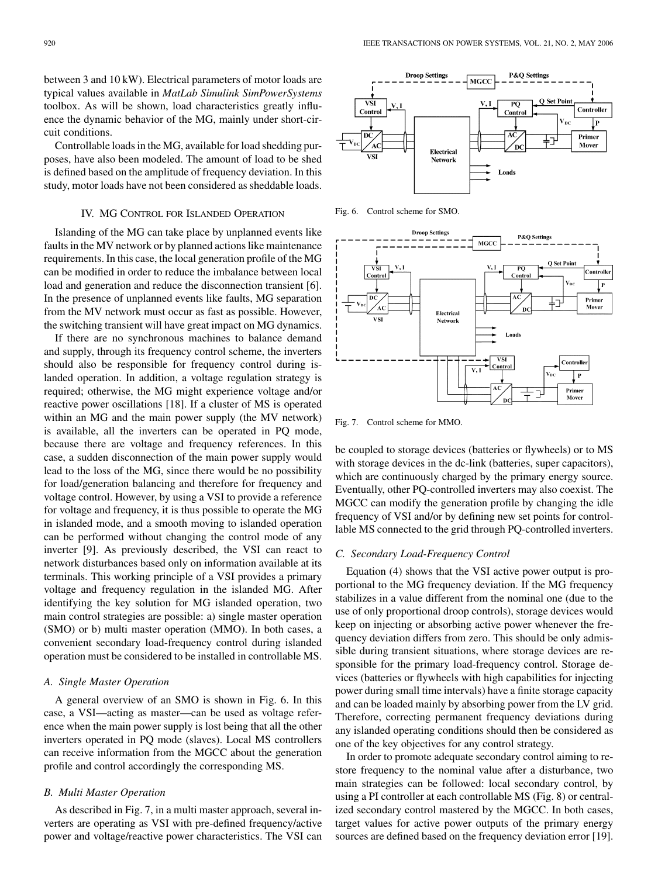between 3 and 10 kW). Electrical parameters of motor loads are typical values available in *MatLab Simulink SimPowerSystems* toolbox. As will be shown, load characteristics greatly influence the dynamic behavior of the MG, mainly under short-circuit conditions.

Controllable loads in the MG, available for load shedding purposes, have also been modeled. The amount of load to be shed is defined based on the amplitude of frequency deviation. In this study, motor loads have not been considered as sheddable loads.

## IV. MG Control for Islanded Operation

Islanding of the MG can take place by unplanned events like faults in the MV network or by planned actions like maintenance requirements. In this case, the local generation profile of the MG can be modified in order to reduce the imbalance between local load and generation and reduce the disconnection transient [6]. In the presence of unplanned events like faults, MG separation from the MV network must occur as fast as possible. However, the switching transient will have great impact on MG dynamics.

If there are no synchronous machines to balance demand and supply, through its frequency control scheme, the inverters should also be responsible for frequency control during islanded operation. In addition, a voltage regulation strategy is required; otherwise, the MG might experience voltage and/or reactive power oscillations [18]. If a cluster of MS is operated within an MG and the main power supply (the MV network) is available, all the inverters can be operated in PQ mode, because there are voltage and frequency references. In this case, a sudden disconnection of the main power supply would lead to the loss of the MG, since there would be no possibility for load/generation balancing and therefore for frequency and voltage control. However, by using a VSI to provide a reference for voltage and frequency, it is thus possible to operate the MG in islanded mode, and a smooth moving to islanded operation can be performed without changing the control mode of any inverter [9]. As previously described, the VSI can react to network disturbances based only on information available at its terminals. This working principle of a VSI provides a primary voltage and frequency regulation in the islanded MG. After identifying the key solution for MG islanded operation, two main control strategies are possible: a) single master operation (SMO) or b) multi master operation (MMO). In both cases, a convenient secondary load-frequency control during islanded operation must be considered to be installed in controllable MS.

### A. Single Master Operation

A general overview of an SMO is shown in Fig. 6. In this case, a VSI—acting as master—can be used as voltage reference when the main power supply is lost being that all the other inverters operated in PQ mode (slaves). Local MS controllers can receive information from the MGCC about the generation profile and control accordingly the corresponding MS.

### B. Multi Master Operation

As described in Fig. 7, in a multi master approach, several inverters are operating as VSI with pre-defined frequency/active power and voltage/reactive power characteristics. The VSI can be coupled to storage devices (batteries or flywheels) or to MS with storage devices in the dc-link (batteries, super capacitors), which are continuously charged by the primary energy source. Eventually, other PQ-controlled inverters may also coexist. The MGCC can modify the generation profile by changing the idle frequency of VSI and/or by defining new set points for controllable MS connected to the grid through PQ-controlled inverters.

Droop Settings
MGCC
P&Q Settings
VSI Control
V, I
V, I
PQ Control
Q Set Point
Controller
$V_{DC}$
P
DC
AC
VSI
$V_{DC}$
Electrical Network
AC
DC
Primer Mover
Loads

Fig. 6. Control scheme for SMO.

Droop Settings
MGCC
P&Q Settings
VSI Control
V, I
V, I
PQ Control
Q Set Point
Controller
$V_{DC}$
P
DC
AC
VSI
$V_{DC}$
Electrical Network
AC
DC
Primer Mover
Loads
VSI Control
V, I
Controller
$V_{DC}$
P
AC
DC
Primer Mover

Fig. 7. Control scheme for MMO.

### C. Secondary Load-Frequency Control

Equation (4) shows that the VSI active power output is proportional to the MG frequency deviation. If the MG frequency stabilizes in a value different from the nominal one (due to the use of only proportional droop controls), storage devices would keep on injecting or absorbing active power whenever the frequency deviation differs from zero. This should be only admissible during transient situations, where storage devices are responsible for the primary load-frequency control. Storage devices (batteries or flywheels with high capabilities for injecting power during small time intervals) have a finite storage capacity and can be loaded mainly by absorbing power from the LV grid. Therefore, correcting permanent frequency deviations during any islanded operating conditions should then be considered as one of the key objectives for any control strategy.

In order to promote adequate secondary control aiming to restore frequency to the nominal value after a disturbance, two main strategies can be followed: local secondary control, by using a PI controller at each controllable MS (Fig. 8) or centralized secondary control mastered by the MGCC. In both cases, target values for active power outputs of the primary energy sources are defined based on the frequency deviation error [19].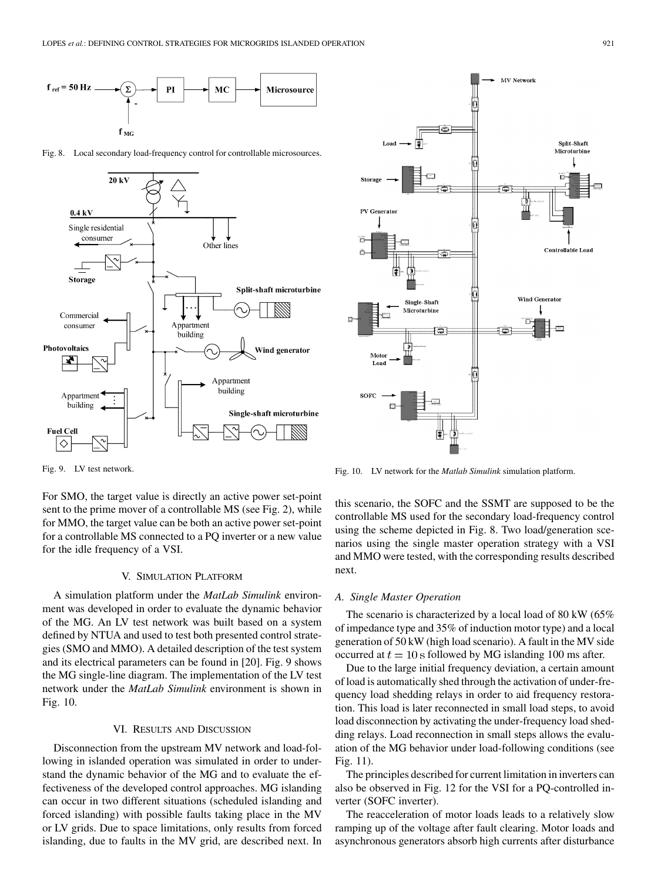Fig. 8. Local secondary load-frequency control for controllable microsources.

Fig. 9. LV test network.

Fig. 10. LV network for the *Matlab Simulink* simulation platform.

For SMO, the target value is directly an active power set-point sent to the prime mover of a controllable MS (see Fig. 2), while for MMO, the target value can be both an active power set-point for a controllable MS connected to a PQ inverter or a new value for the idle frequency of a VSI.

## V. Simulation Platform

A simulation platform under the *MatLab Simulink* environment was developed in order to evaluate the dynamic behavior of the MG. An LV test network was built based on a system defined by NTUA and used to test both presented control strategies (SMO and MMO). A detailed description of the test system and its electrical parameters can be found in [20]. Fig. 9 shows the MG single-line diagram. The implementation of the LV test network under the *MatLab Simulink* environment is shown in Fig. 10.

## VI. Results and Discussion

Disconnection from the upstream MV network and load-following in islanded operation was simulated in order to understand the dynamic behavior of the MG and to evaluate the effectiveness of the developed control approaches. MG islanding can occur in two different situations (scheduled islanding and forced islanding) with possible faults taking place in the MV or LV grids. Due to space limitations, only results from forced islanding, due to faults in the MV grid, are described next. In this scenario, the SOFC and the SSMT are supposed to be the controllable MS used for the secondary load-frequency control using the scheme depicted in Fig. 8. Two load/generation scenarios using the single master operation strategy with a VSI and MMO were tested, with the corresponding results described next.

### A. Single Master Operation

The scenario is characterized by a local load of 80 kW (65% of impedance type and 35% of induction motor type) and a local generation of 50 kW (high load scenario). A fault in the MV side occurred at $t = 10$ s followed by MG islanding 100 ms after.

Due to the large initial frequency deviation, a certain amount of load is automatically shed through the activation of under-frequency load shedding relays in order to aid frequency restoration. This load is later reconnected in small load steps, to avoid load disconnection by activating the under-frequency load shedding relays. Load reconnection in small steps allows the evaluation of the MG behavior under load-following conditions (see Fig. 11).

The principles described for current limitation in inverters can also be observed in Fig. 12 for the VSI for a PQ-controlled inverter (SOFC inverter).

The reacceleration of motor loads leads to a relatively slow ramping up of the voltage after fault clearing. Motor loads and asynchronous generators absorb high currents after disturbance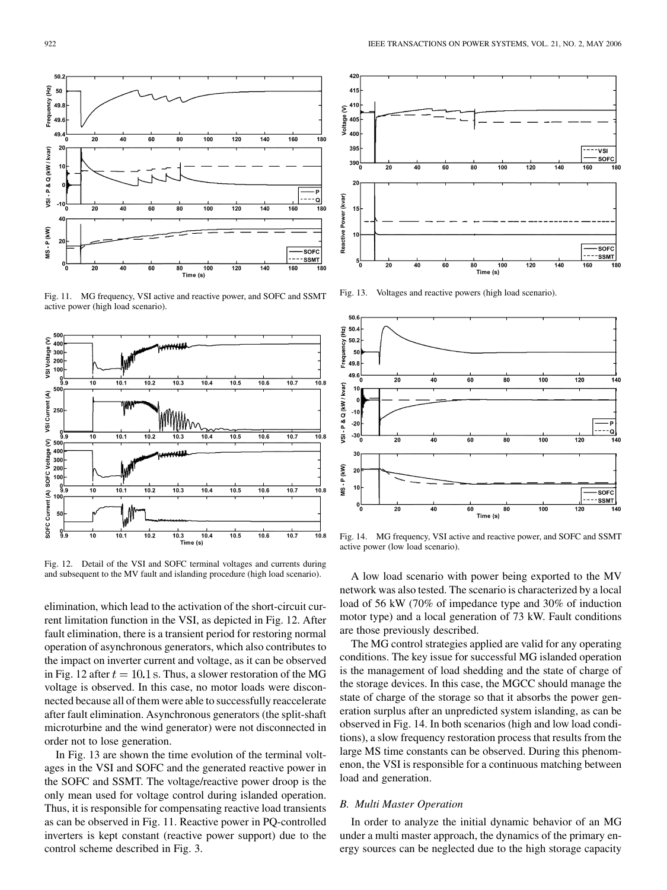Fig. 11. MG frequency, VSI active and reactive power, and SOFC and SSMT active power (high load scenario).

Fig. 12. Detail of the VSI and SOFC terminal voltages and currents during and subsequent to the MV fault and islanding procedure (high load scenario).

elimination, which lead to the activation of the short-circuit current limitation function in the VSI, as depicted in Fig. 12. After fault elimination, there is a transient period for restoring normal operation of asynchronous generators, which also contributes to the impact on inverter current and voltage, as it can be observed in Fig. 12 after $t = 10.1$ s. Thus, a slower restoration of the MG voltage is observed. In this case, no motor loads were disconnected because all of them were able to successfully reaccelerate after fault elimination. Asynchronous generators (the split-shaft microturbine and the wind generator) were not disconnected in order not to lose generation.

In Fig. 13 are shown the time evolution of the terminal voltages in the VSI and SOFC and the generated reactive power in the SOFC and SSMT. The voltage/reactive power droop is the only mean used for voltage control during islanded operation. Thus, it is responsible for compensating reactive load transients as can be observed in Fig. 11. Reactive power in PQ-controlled inverters is kept constant (reactive power support) due to the control scheme described in Fig. 3.

Fig. 13. Voltages and reactive powers (high load scenario).

Fig. 14. MG frequency, VSI active and reactive power, and SOFC and SSMT active power (low load scenario).

A low load scenario with power being exported to the MV network was also tested. The scenario is characterized by a local load of 56 kW (70% of impedance type and 30% of induction motor type) and a local generation of 73 kW. Fault conditions are those previously described.

The MG control strategies applied are valid for any operating conditions. The key issue for successful MG islanded operation is the management of load shedding and the state of charge of the storage devices. In this case, the MGCC should manage the state of charge of the storage so that it absorbs the power generation surplus after an unpredicted system islanding, as can be observed in Fig. 14. In both scenarios (high and low load conditions), a slow frequency restoration process that results from the large MS time constants can be observed. During this phenomenon, the VSI is responsible for a continuous matching between load and generation.

### B. Multi Master Operation

In order to analyze the initial dynamic behavior of an MG under a multi master approach, the dynamics of the primary energy sources can be neglected due to the high storage capacity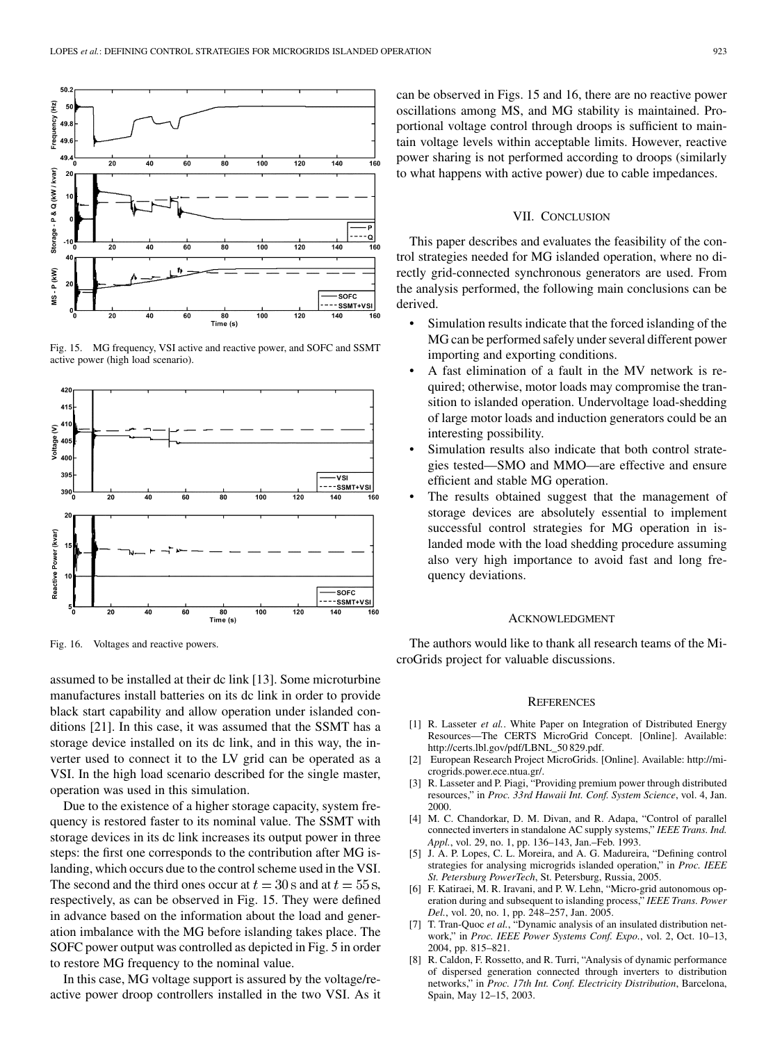50.2
50
49.8
49.6
49.4
Frequency (Hz)
0 20 40 60 80 100 120 140 160

20
10
0
-10
Storage - P & Q (kW / kvar)
P
Q
0 20 40 60 80 100 120 140 160

40
20
0
MS - P (kW)
SOFC
SSMT+VSI
0 20 40 60 80 100 120 140 160
Time (s)

Fig. 15. MG frequency, VSI active and reactive power, and SOFC and SSMT active power (high load scenario).

420
415
410
405
400
395
390
Voltage (V)
VSI
SSMT+VSI
0 20 40 60 80 100 120 140 160

20
15
10
5
Reactive Power (kvar)
SOFC
SSMT+VSI
0 20 40 60 80 100 120 140 160
Time (s)

Fig. 16. Voltages and reactive powers.

assumed to be installed at their dc link [13]. Some microturbine manufactures install batteries on its dc link in order to provide black start capability and allow operation under islanded conditions [21]. In this case, it was assumed that the SSMT has a storage device installed on its dc link, and in this way, the inverter used to connect it to the LV grid can be operated as a VSI. In the high load scenario described for the single master, operation was used in this simulation.

Due to the existence of a higher storage capacity, system frequency is restored faster to its nominal value. The SSMT with storage devices in its dc link increases its output power in three steps: the first one corresponds to the contribution after MG islanding, which occurs due to the control scheme used in the VSI. The second and the third ones occur at $t = 30$ s and at $t = 55$ s, respectively, as can be observed in Fig. 15. They were defined in advance based on the information about the load and generation imbalance with the MG before islanding takes place. The SOFC power output was controlled as depicted in Fig. 5 in order to restore MG frequency to the nominal value.

In this case, MG voltage support is assured by the voltage/reactive power droop controllers installed in the two VSI. As it can be observed in Figs. 15 and 16, there are no reactive power oscillations among MS, and MG stability is maintained. Proportional voltage control through droops is sufficient to maintain voltage levels within acceptable limits. However, reactive power sharing is not performed according to droops (similarly to what happens with active power) due to cable impedances.

## VII. Conclusion

This paper describes and evaluates the feasibility of the control strategies needed for MG islanded operation, where no directly grid-connected synchronous generators are used. From the analysis performed, the following main conclusions can be derived.

- Simulation results indicate that the forced islanding of the MG can be performed safely under several different power importing and exporting conditions.
- A fast elimination of a fault in the MV network is required; otherwise, motor loads may compromise the transition to islanded operation. Undervoltage load-shedding of large motor loads and induction generators could be an interesting possibility.
- Simulation results also indicate that both control strategies tested—SMO and MMO—are effective and ensure efficient and stable MG operation.
- The results obtained suggest that the management of storage devices are absolutely essential to implement successful control strategies for MG operation in islanded mode with the load shedding procedure assuming also very high importance to avoid fast and long frequency deviations.

## Acknowledgment

The authors would like to thank all research teams of the MicroGrids project for valuable discussions.

## References

[1] R. Lasseter *et al.*. White Paper on Integration of Distributed Energy Resources—The CERTS MicroGrid Concept. [Online]. Available: http://certs.lbl.gov/pdf/LBNL_50 829.pdf.

[2] European Research Project MicroGrids. [Online]. Available: http://microgrids.power.ece.ntua.gr/.

[3] R. Lasseter and P. Piagi, "Providing premium power through distributed resources," in *Proc. 33rd Hawaii Int. Conf. System Science*, vol. 4, Jan. 2000.

[4] M. C. Chandorkar, D. M. Divan, and R. Adapa, "Control of parallel connected inverters in standalone AC supply systems," *IEEE Trans. Ind. Appl.*, vol. 29, no. 1, pp. 136–143, Jan.–Feb. 1993.

[5] J. A. P. Lopes, C. L. Moreira, and A. G. Madureira, "Defining control strategies for analysing microgrids islanded operation," in *Proc. IEEE St. Petersburg PowerTech*, St. Petersburg, Russia, 2005.

[6] F. Katiraei, M. R. Iravani, and P. W. Lehn, "Micro-grid autonomous operation during and subsequent to islanding process," *IEEE Trans. Power Del.*, vol. 20, no. 1, pp. 248–257, Jan. 2005.

[7] T. Tran-Quoc *et al.*, "Dynamic analysis of an insulated distribution network," in *Proc. IEEE Power Systems Conf. Expo.*, vol. 2, Oct. 10–13, 2004, pp. 815–821.

[8] R. Caldon, F. Rossetto, and R. Turri, "Analysis of dynamic performance of dispersed generation connected through inverters to distribution networks," in *Proc. 17th Int. Conf. Electricity Distribution*, Barcelona, Spain, May 12–15, 2003.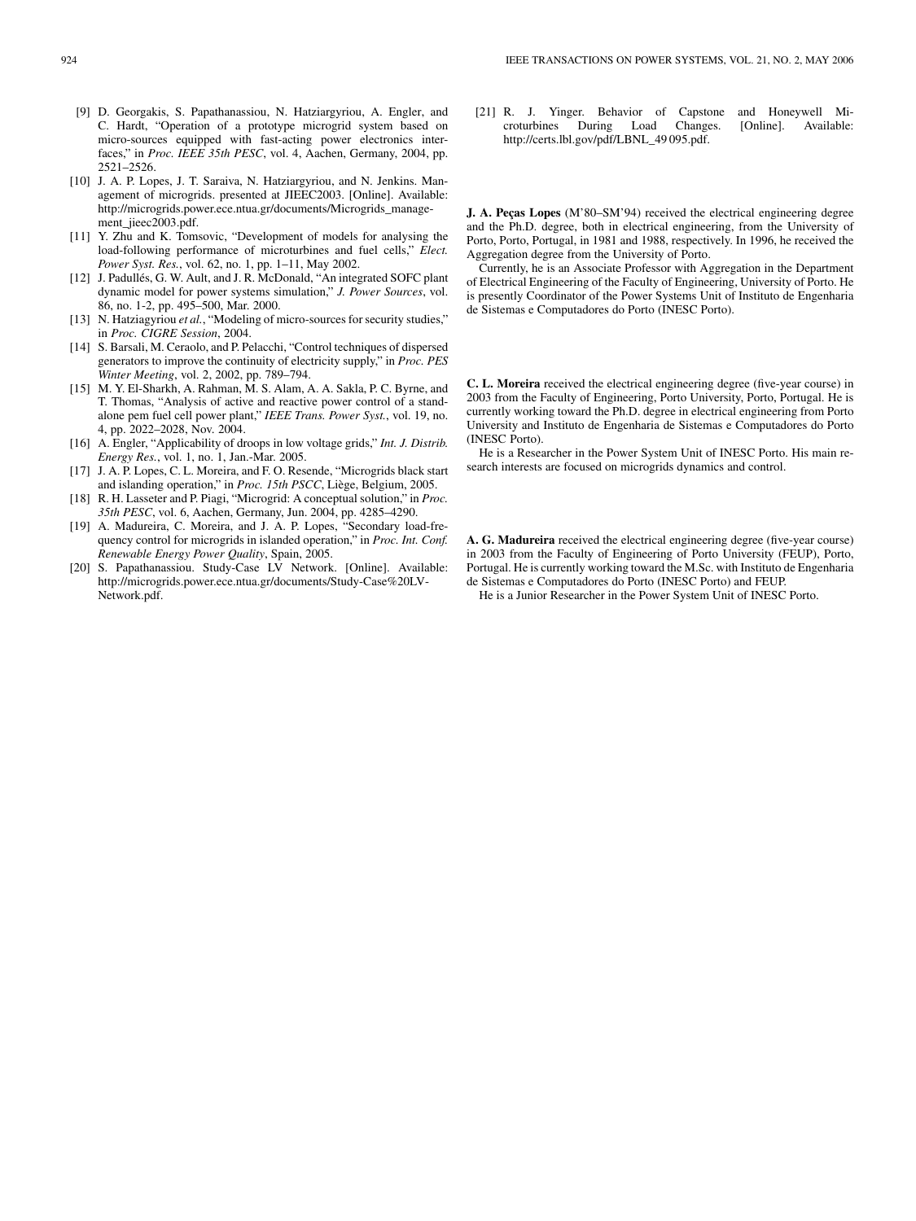[9] D. Georgakis, S. Papathanassiou, N. Hatziargyriou, A. Engler, and C. Hardt, "Operation of a prototype microgrid system based on micro-sources equipped with fast-acting power electronics interfaces," in *Proc. IEEE 35th PESC*, vol. 4, Aachen, Germany, 2004, pp. 2521–2526.

[10] J. A. P. Lopes, J. T. Saraiva, N. Hatziargyriou, and N. Jenkins. Management of microgrids. presented at JIEEC2003. [Online]. Available: http://microgrids.power.ece.ntua.gr/documents/Microgrids_management_jieec2003.pdf.

[11] Y. Zhu and K. Tomsovic, "Development of models for analysing the load-following performance of microturbines and fuel cells," *Elect. Power Syst. Res.*, vol. 62, no. 1, pp. 1–11, May 2002.

[12] J. Padullés, G. W. Ault, and J. R. McDonald, "An integrated SOFC plant dynamic model for power systems simulation," *J. Power Sources*, vol. 86, no. 1-2, pp. 495–500, Mar. 2000.

[13] N. Hatziagyriou *et al.*, "Modeling of micro-sources for security studies," in *Proc. CIGRE Session*, 2004.

[14] S. Barsali, M. Ceraolo, and P. Pelacchi, "Control techniques of dispersed generators to improve the continuity of electricity supply," in *Proc. PES Winter Meeting*, vol. 2, 2002, pp. 789–794.

[15] M. Y. El-Sharkh, A. Rahman, M. S. Alam, A. A. Sakla, P. C. Byrne, and T. Thomas, "Analysis of active and reactive power control of a stand-alone pem fuel cell power plant," *IEEE Trans. Power Syst.*, vol. 19, no. 4, pp. 2022–2028, Nov. 2004.

[16] A. Engler, "Applicability of droops in low voltage grids," *Int. J. Distrib. Energy Res.*, vol. 1, no. 1, Jan.-Mar. 2005.

[17] J. A. P. Lopes, C. L. Moreira, and F. O. Resende, "Microgrids black start and islanding operation," in *Proc. 15th PSCC*, Liège, Belgium, 2005.

[18] R. H. Lasseter and P. Piagi, "Microgrid: A conceptual solution," in *Proc. 35th PESC*, vol. 6, Aachen, Germany, Jun. 2004, pp. 4285–4290.

[19] A. Madureira, C. Moreira, and J. A. P. Lopes, "Secondary load-frequency control for microgrids in islanded operation," in *Proc. Int. Conf. Renewable Energy Power Quality*, Spain, 2005.

[20] S. Papathanassiou. Study-Case LV Network. [Online]. Available: http://microgrids.power.ece.ntua.gr/documents/Study-Case%20LV-Network.pdf.

[21] R. J. Yinger. Behavior of Capstone and Honeywell Microturbines During Load Changes. [Online]. Available: http://certs.lbl.gov/pdf/LBNL_49 095.pdf.

**J. A. Peças Lopes** (M'80–SM'94) received the electrical engineering degree and the Ph.D. degree, both in electrical engineering, from the University of Porto, Porto, Portugal, in 1981 and 1988, respectively. In 1996, he received the Aggregation degree from the University of Porto.

Currently, he is an Associate Professor with Aggregation in the Department of Electrical Engineering of the Faculty of Engineering, University of Porto. He is presently Coordinator of the Power Systems Unit of Instituto de Engenharia de Sistemas e Computadores do Porto (INESC Porto).

**C. L. Moreira** received the electrical engineering degree (five-year course) in 2003 from the Faculty of Engineering, Porto University, Porto, Portugal. He is currently working toward the Ph.D. degree in electrical engineering from Porto University and Instituto de Engenharia de Sistemas e Computadores do Porto (INESC Porto).

He is a Researcher in the Power System Unit of INESC Porto. His main research interests are focused on microgrids dynamics and control.

**A. G. Madureira** received the electrical engineering degree (five-year course) in 2003 from the Faculty of Engineering of Porto University (FEUP), Porto, Portugal. He is currently working toward the M.Sc. with Instituto de Engenharia de Sistemas e Computadores do Porto (INESC Porto) and FEUP.

He is a Junior Researcher in the Power System Unit of INESC Porto.